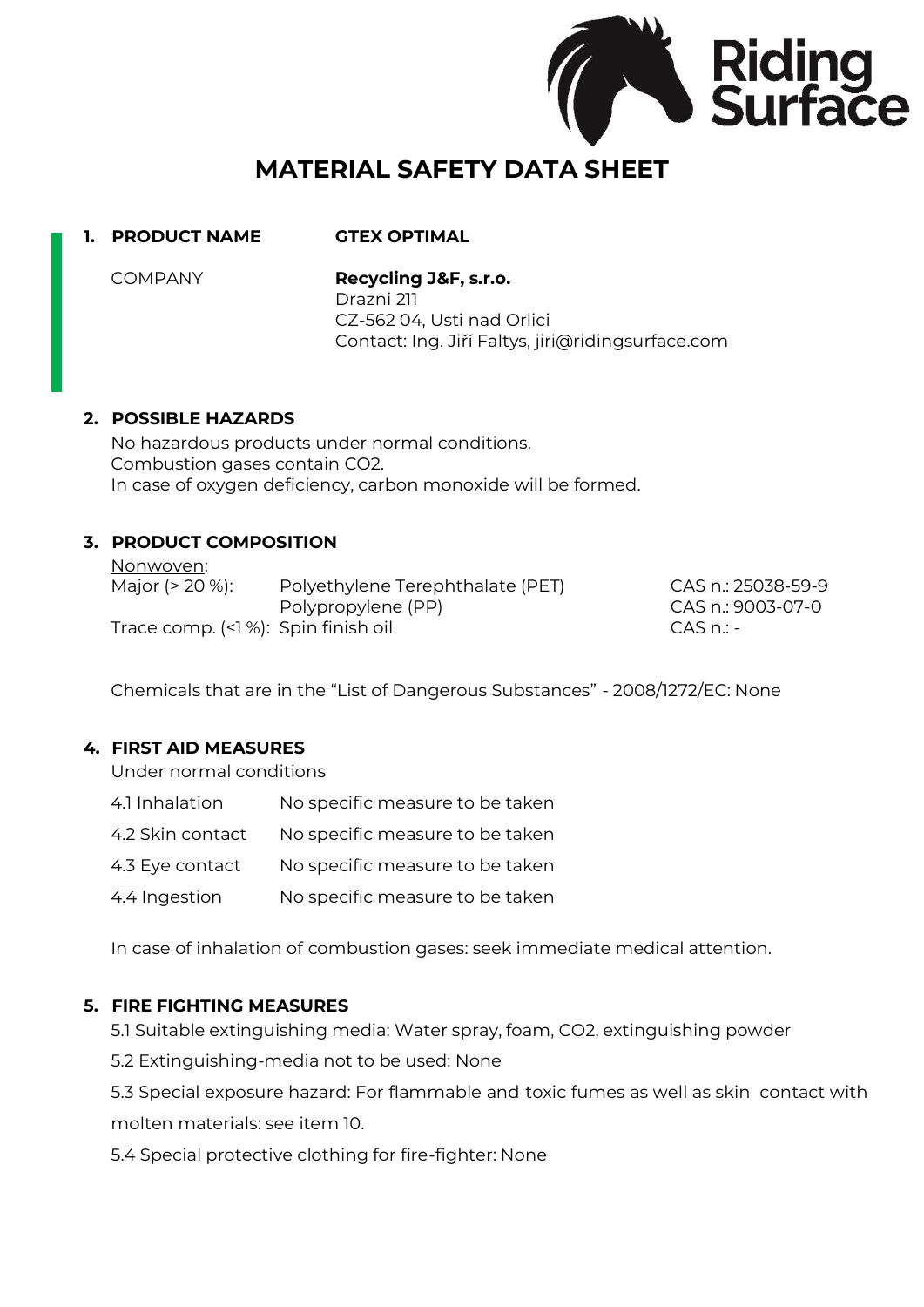# MATERIAL SAFETY DATA SHEET

## 1. PRODUCT NAME — GTEX OPTIMAL

COMPANY

**Recycling J&F, s.r.o.**
Drazni 211
CZ-562 04, Usti nad Orlici
Contact: Ing. Jiří Faltys, jiri@ridingsurface.com

## 2. POSSIBLE HAZARDS

No hazardous products under normal conditions.
Combustion gases contain $CO_2$.
In case of oxygen deficiency, carbon monoxide will be formed.

## 3. PRODUCT COMPOSITION

Nonwoven:

| | | |
|---|---|---|
| Major (> 20 %): | Polyethylene Terephthalate (PET) | CAS n.: 25038-59-9 |
| | Polypropylene (PP) | CAS n.: 9003-07-0 |
| Trace comp. (<1 %): | Spin finish oil | CAS n.: - |

Chemicals that are in the "List of Dangerous Substances" - 2008/1272/EC: None

## 4. FIRST AID MEASURES

Under normal conditions

| | |
|---|---|
| 4.1 Inhalation | No specific measure to be taken |
| 4.2 Skin contact | No specific measure to be taken |
| 4.3 Eye contact | No specific measure to be taken |
| 4.4 Ingestion | No specific measure to be taken |

In case of inhalation of combustion gases: seek immediate medical attention.

## 5. FIRE FIGHTING MEASURES

5.1 Suitable extinguishing media: Water spray, foam, $CO_2$, extinguishing powder

5.2 Extinguishing-media not to be used: None

5.3 Special exposure hazard: For flammable and toxic fumes as well as skin contact with molten materials: see item 10.

5.4 Special protective clothing for fire-fighter: None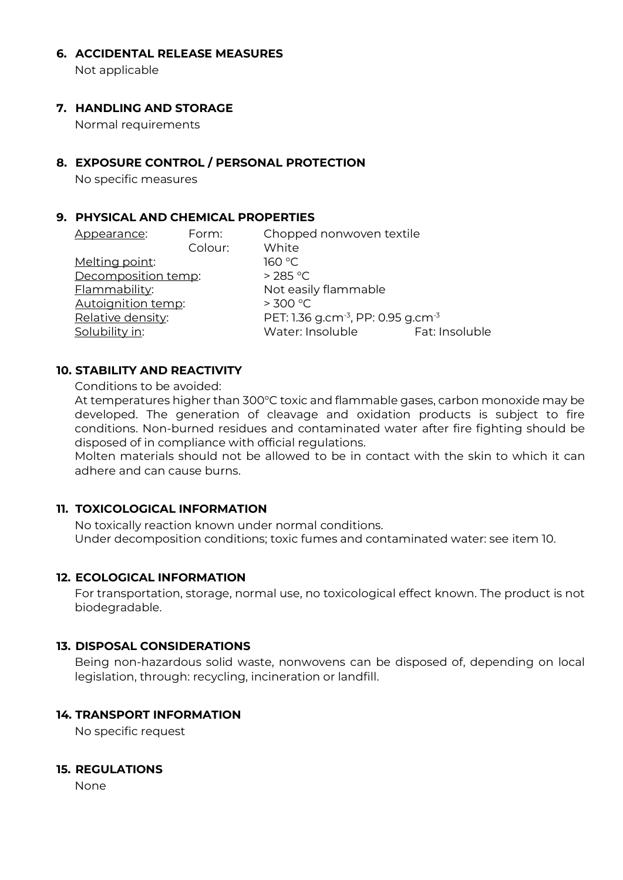## 6. ACCIDENTAL RELEASE MEASURES

Not applicable

## 7. HANDLING AND STORAGE

Normal requirements

## 8. EXPOSURE CONTROL / PERSONAL PROTECTION

No specific measures

## 9. PHYSICAL AND CHEMICAL PROPERTIES

| | | | |
|---|---|---|---|
| Appearance: | Form: | Chopped nonwoven textile | |
| | Colour: | White | |
| Melting point: | | 160 °C | |
| Decomposition temp: | | > 285 °C | |
| Flammability: | | Not easily flammable | |
| Autoignition temp: | | > 300 °C | |
| Relative density: | | PET: 1.36 $g.cm^{-3}$, PP: 0.95 $g.cm^{-3}$ | |
| Solubility in: | | Water: Insoluble | Fat: Insoluble |

## 10. STABILITY AND REACTIVITY

Conditions to be avoided:

At temperatures higher than 300°C toxic and flammable gases, carbon monoxide may be developed. The generation of cleavage and oxidation products is subject to fire conditions. Non-burned residues and contaminated water after fire fighting should be disposed of in compliance with official regulations.

Molten materials should not be allowed to be in contact with the skin to which it can adhere and can cause burns.

## 11. TOXICOLOGICAL INFORMATION

No toxically reaction known under normal conditions.
Under decomposition conditions; toxic fumes and contaminated water: see item 10.

## 12. ECOLOGICAL INFORMATION

For transportation, storage, normal use, no toxicological effect known. The product is not biodegradable.

## 13. DISPOSAL CONSIDERATIONS

Being non-hazardous solid waste, nonwovens can be disposed of, depending on local legislation, through: recycling, incineration or landfill.

## 14. TRANSPORT INFORMATION

No specific request

## 15. REGULATIONS

None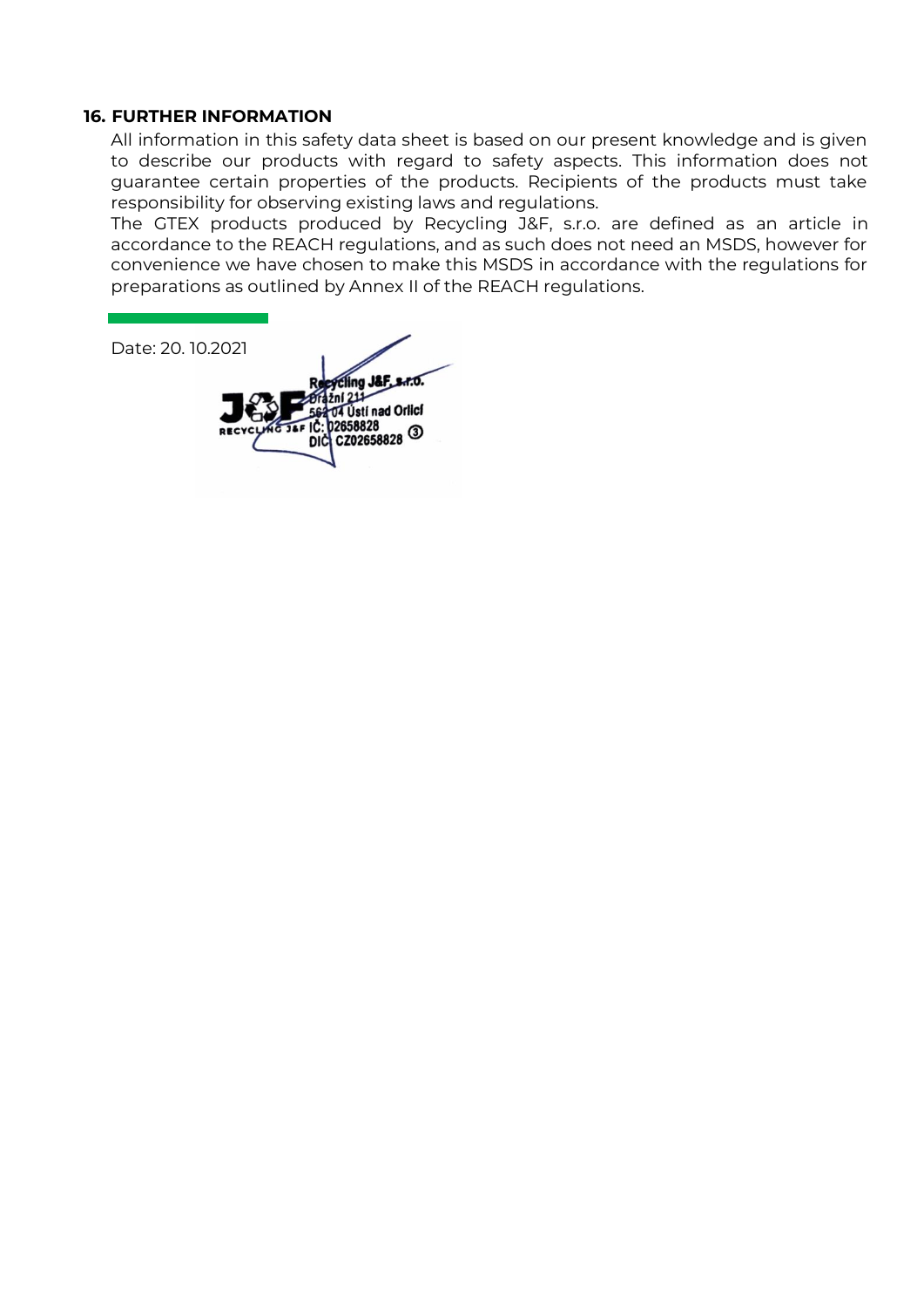## 16. FURTHER INFORMATION

All information in this safety data sheet is based on our present knowledge and is given to describe our products with regard to safety aspects. This information does not guarantee certain properties of the products. Recipients of the products must take responsibility for observing existing laws and regulations.

The GTEX products produced by Recycling J&F, s.r.o. are defined as an article in accordance to the REACH regulations, and as such does not need an MSDS, however for convenience we have chosen to make this MSDS in accordance with the regulations for preparations as outlined by Annex II of the REACH regulations.

Date: 20. 10.2021

Recycling J&F, s.r.o.
Drážní 211
562 04 Ústí nad Orlicí
IČ: 02658828
DIČ: CZ02658828

RECYCLING J&F